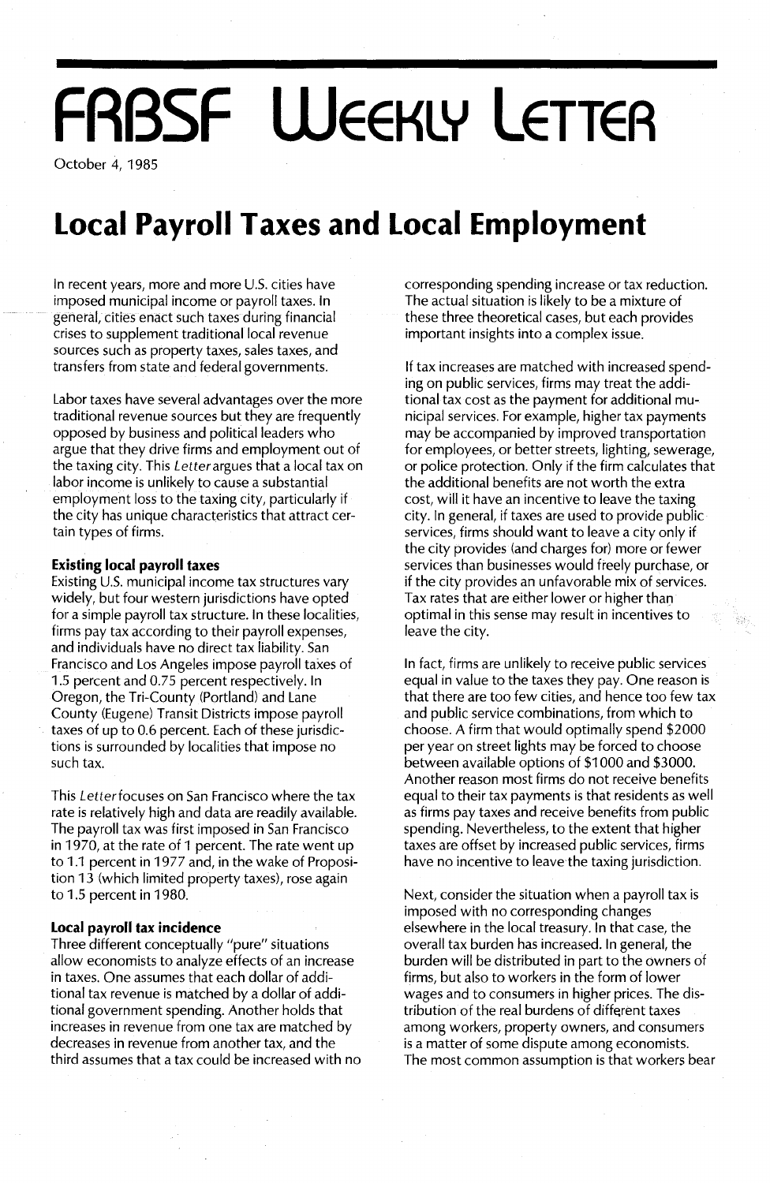# FRBSF Weekly Letter

October 4, 1985

## Local Payroll Taxes and Local Employment

In recent years, more and more U.S. cities have imposed municipal income or payroll taxes. In general, cities enact such taxes during financial crises to supplement traditional local revenue sources such as property taxes, sales taxes, and transfers from state and federal governments.

Labor taxes have several advantages over the more traditional revenue sources but they are frequently opposed by business and political leaders who argue that they drive firms and employment out of the taxing city. This *Letter* argues that a local tax on labor income is unlikely to cause a substantial employment loss to the taxing city, particularly if the city has unique characteristics that attract certain types of firms.

### Existing local payroll taxes

Existing U.S. municipal income tax structures vary widely, but four western jurisdictions have opted for a simple payroll tax structure. In these localities, firms pay tax according to their payroll expenses, and individuals have no direct tax liability. San Francisco and Los Angeles impose payroll taxes of 1.5 percent and 0.75 percent respectively. In Oregon, the Tri-County (Portland) and Lane County (Eugene) Transit Districts impose payroll taxes of up to 0.6 percent. Each of these jurisdictions is surrounded by localities that impose no such tax.

This *Letter* focuses on San Francisco where the tax rate is relatively high and data are readily available. The payroll tax was first imposed in San Francisco in 1970, at the rate of 1 percent. The rate went up to 1.1 percent in 1977 and, in the wake of Proposition 13 (which limited property taxes), rose again to 1.5 percent in 1980.

### Local payroll tax incidence

Three different conceptually "pure" situations allow economists to analyze effects of an increase in taxes. One assumes that each dollar of additional tax revenue is matched by a dollar of additional government spending. Another holds that increases in revenue from one tax are matched by decreases in revenue from another tax, and the third assumes that a tax could be increased with no corresponding spending increase or tax reduction. The actual situation is likely to be a mixture of these three theoretical cases, but each provides important insights into a complex issue.

If tax increases are matched with increased spending on public services, firms may treat the additional tax cost as the payment for additional municipal services. For example, higher tax payments may be accompanied by improved transportation for employees, or better streets, lighting, sewerage, or police protection. Only if the firm calculates that the additional benefits are not worth the extra cost, will it have an incentive to leave the taxing city. In general, if taxes are used to provide public services, firms should want to leave a city only if the city provides (and charges for) more or fewer services than businesses would freely purchase, or if the city provides an unfavorable mix of services. Tax rates that are either lower or higher than optimal in this sense may result in incentives to leave the city.

In fact, firms are unlikely to receive public services equal in value to the taxes they pay. One reason is that there are too few cities, and hence too few tax and public service combinations, from which to choose. A firm that would optimally spend \$2000 per year on street lights may be forced to choose between available options of \$1000 and \$3000. Another reason most firms do not receive benefits equal to their tax payments is that residents as well as firms pay taxes and receive benefits from public spending. Nevertheless, to the extent that higher taxes are offset by increased public services, firms have no incentive to leave the taxing jurisdiction.

Next, consider the situation when a payroll tax is imposed with no corresponding changes elsewhere in the local treasury. In that case, the overall tax burden has increased. In general, the burden will be distributed in part to the owners of firms, but also to workers in the form of lower wages and to consumers in higher prices. The distribution of the real burdens of different taxes among workers, property owners, and consumers is a matter of some dispute among economists. The most common assumption is that workers bear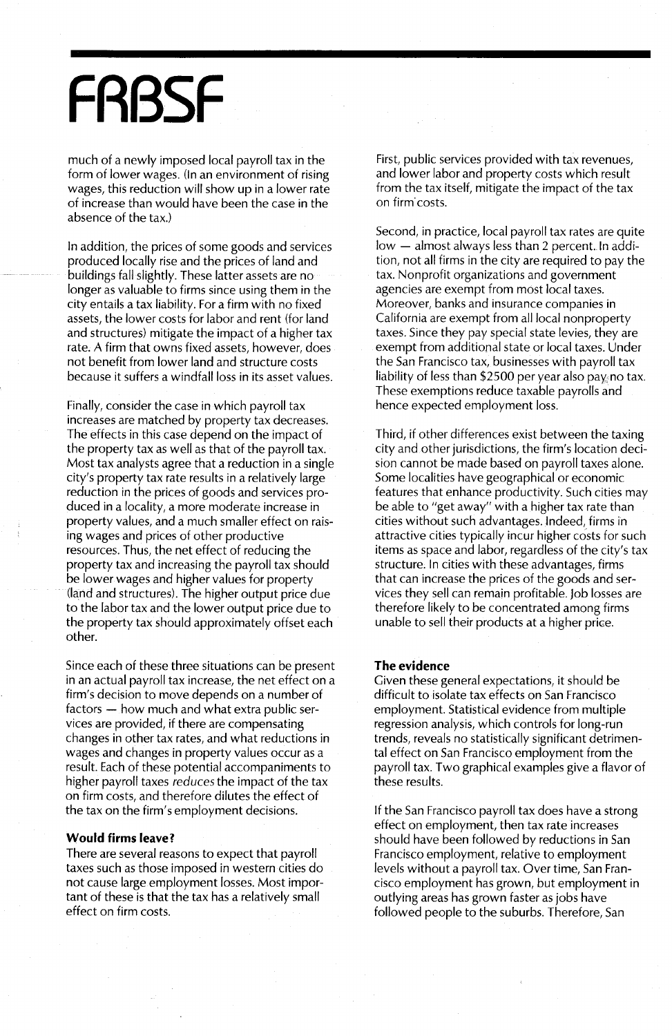much of a newly imposed local payroll tax in the form of lower wages. (In an environment of rising wages, this reduction will show up in a lower rate of increase than would have been the case in the absence of the tax.)

In addition, the prices of some goods and services produced locally rise and the prices of land and buildings fall slightly. These latter assets are no longer as valuable to firms since using them in the city entails a tax liability. For a firm with no fixed assets, the lower costs for labor and rent (for land and structures) mitigate the impact of a higher tax rate. A firm that owns fixed assets, however, does not benefit from lower land and structure costs because it suffers a windfall loss in its asset values.

Finally, consider the case in which payroll tax increases are matched by property tax decreases. The effects in this case depend on the impact of the property tax as well as that of the payroll tax. Most tax analysts agree that a reduction in a single city's property tax rate results in a relatively large reduction in the prices of goods and services produced in a locality, a more moderate increase in property values, and a much smaller effect on raising wages and prices of other productive resources. Thus, the net effect of reducing the property tax and increasing the payroll tax should be lower wages and higher values for property (land and structures). The higher output price due to the labor tax and the lower output price due to the property tax should approximately offset each other.

Since each of these three situations can be present in an actual payroll tax increase, the net effect on a firm's decision to move depends on a number of factors — how much and what extra public services are provided, if there are compensating changes in other tax rates, and what reductions in wages and changes in property values occur as a result. Each of these potential accompaniments to higher payroll taxes *reduces* the impact of the tax on firm costs, and therefore dilutes the effect of the tax on the firm's employment decisions.

### Would firms leave?

There are several reasons to expect that payroll taxes such as those imposed in western cities do not cause large employment losses. Most important of these is that the tax has a relatively small effect on firm costs.

First, public services provided with tax revenues, and lower labor and property costs which result from the tax itself, mitigate the impact of the tax on firm costs.

Second, in practice, local payroll tax rates are quite low — almost always less than 2 percent. In addition, not all firms in the city are required to pay the tax. Nonprofit organizations and government agencies are exempt from most local taxes. Moreover, banks and insurance companies in California are exempt from all local nonproperty taxes. Since they pay special state levies, they are exempt from additional state or local taxes. Under the San Francisco tax, businesses with payroll tax liability of less than $2500 per year also pay no tax. These exemptions reduce taxable payrolls and hence expected employment loss.

Third, if other differences exist between the taxing city and other jurisdictions, the firm's location decision cannot be made based on payroll taxes alone. Some localities have geographical or economic features that enhance productivity. Such cities may be able to "get away" with a higher tax rate than cities without such advantages. Indeed, firms in attractive cities typically incur higher costs for such items as space and labor, regardless of the city's tax structure. In cities with these advantages, firms that can increase the prices of the goods and services they sell can remain profitable. Job losses are therefore likely to be concentrated among firms unable to sell their products at a higher price.

### The evidence

Given these general expectations, it should be difficult to isolate tax effects on San Francisco employment. Statistical evidence from multiple regression analysis, which controls for long-run trends, reveals no statistically significant detrimental effect on San Francisco employment from the payroll tax. Two graphical examples give a flavor of these results.

If the San Francisco payroll tax does have a strong effect on employment, then tax rate increases should have been followed by reductions in San Francisco employment, relative to employment levels without a payroll tax. Over time, San Francisco employment has grown, but employment in outlying areas has grown faster as jobs have followed people to the suburbs. Therefore, San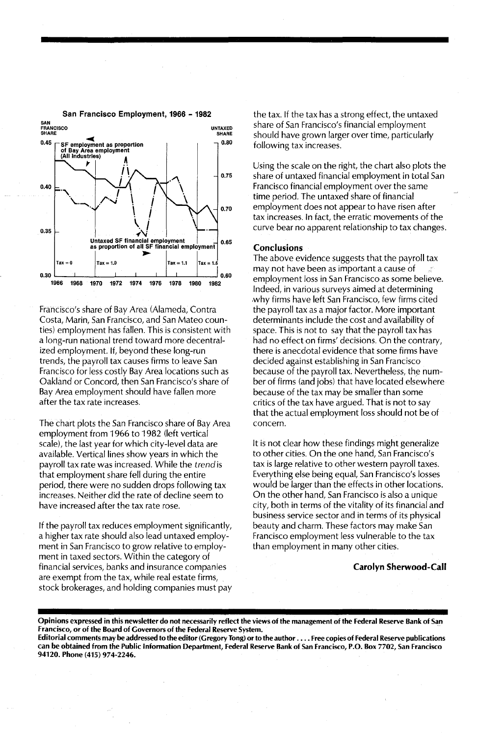**San Francisco Employment, 1966 - 1982**

Francisco's share of Bay Area (Alameda, Contra Costa, Marin, San Francisco, and San Mateo counties) employment has fallen. This is consistent with a long-run national trend toward more decentralized employment. If, beyond these long-run trends, the payroll tax causes firms to leave San Francisco for less costly Bay Area locations such as Oakland or Concord, then San Francisco's share of Bay Area employment should have fallen more after the tax rate increases.

The chart plots the San Francisco share of Bay Area employment from 1966 to 1982 (left vertical scale), the last year for which city-level data are available. Vertical lines show years in which the payroll tax rate was increased. While the *trend* is that employment share fell during the entire period, there were no sudden drops following tax increases. Neither did the rate of decline seem to have increased after the tax rate rose.

If the payroll tax reduces employment significantly, a higher tax rate should also lead untaxed employment in San Francisco to grow relative to employment in taxed sectors. Within the category of financial services, banks and insurance companies are exempt from the tax, while real estate firms, stock brokerages, and holding companies must pay the tax. If the tax has a strong effect, the untaxed share of San Francisco's financial employment should have grown larger over time, particularly following tax increases.

Using the scale on the right, the chart also plots the share of untaxed financial employment in total San Francisco financial employment over the same time period. The untaxed share of financial employment does not appear to have risen after tax increases. In fact, the erratic movements of the curve bear no apparent relationship to tax changes.

## Conclusions

The above evidence suggests that the payroll tax may not have been as important a cause of employment loss in San Francisco as some believe. Indeed, in various surveys aimed at determining why firms have left San Francisco, few firms cited the payroll tax as a major factor. More important determinants include the cost and availability of space. This is not to say that the payroll tax has had no effect on firms' decisions. On the contrary, there is anecdotal evidence that some firms have decided against establishing in San Francisco because of the payroll tax. Nevertheless, the number of firms (and jobs) that have located elsewhere because of the tax may be smaller than some critics of the tax have argued. That is not to say that the actual employment loss should not be of concern.

It is not clear how these findings might generalize to other cities. On the one hand, San Francisco's tax is large relative to other western payroll taxes. Everything else being equal, San Francisco's losses would be larger than the effects in other locations. On the other hand, San Francisco is also a unique city, both in terms of the vitality of its financial and business service sector and in terms of its physical beauty and charm. These factors may make San Francisco employment less vulnerable to the tax than employment in many other cities.

**Carolyn Sherwood-Call**

**Opinions expressed in this newsletter do not necessarily reflect the views of the management of the Federal Reserve Bank of San Francisco, or of the Board of Governors of the Federal Reserve System.**

**Editorial comments may be addressed to the editor (Gregory Tong) or to the author . . . . Free copies of Federal Reserve publications can be obtained from the Public Information Department, Federal Reserve Bank of San Francisco, P.O. Box 7702, San Francisco 94120. Phone (415) 974-2246.**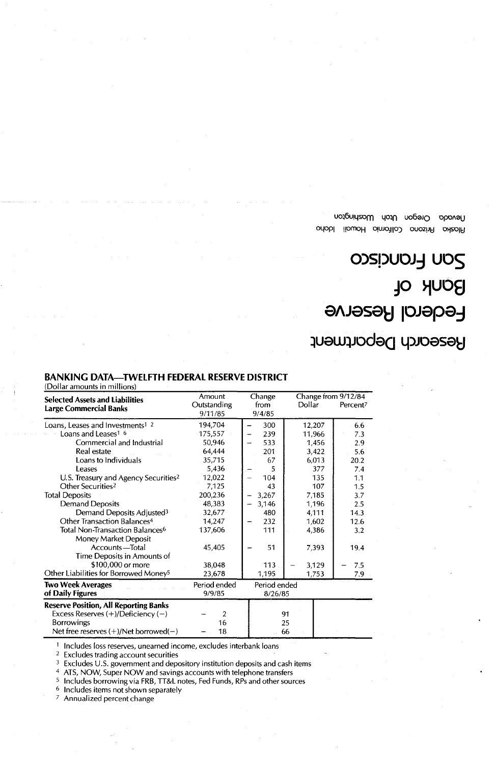Research Department

Federal Reserve

Bank of

San Francisco

Alaska Arizona California Hawaii Idaho

Nevada Oregon Utah Washington

## BANKING DATA—TWELFTH FEDERAL RESERVE DISTRICT

(Dollar amounts in millions)

| Selected Assets and Liabilities Large Commercial Banks | Amount Outstanding 9/11/85 | Change from 9/4/85 | Change from 9/12/84 Dollar | Percent[7] |
|---|---|---|---|---|
| Loans, Leases and Investments[1] [2] | 194,704 | – 300 | 12,207 | 6.6 |
| Loans and Leases[1] [6] | 175,557 | – 239 | 11,966 | 7.3 |
| Commercial and Industrial | 50,946 | – 533 | 1,456 | 2.9 |
| Real estate | 64,444 | 201 | 3,422 | 5.6 |
| Loans to Individuals | 35,715 | 67 | 6,013 | 20.2 |
| Leases | 5,436 | – 5 | 377 | 7.4 |
| U.S. Treasury and Agency Securities[2] | 12,022 | – 104 | 135 | 1.1 |
| Other Securities[2] | 7,125 | 43 | 107 | 1.5 |
| Total Deposits | 200,236 | – 3,267 | 7,185 | 3.7 |
| Demand Deposits | 48,383 | – 3,146 | 1,196 | 2.5 |
| Demand Deposits Adjusted[3] | 32,677 | 480 | 4,111 | 14.3 |
| Other Transaction Balances[4] | 14,247 | – 232 | 1,602 | 12.6 |
| Total Non-Transaction Balances[6] | 137,606 | 111 | 4,386 | 3.2 |
| Money Market Deposit Accounts—Total | 45,405 | – 51 | 7,393 | 19.4 |
| Time Deposits in Amounts of $100,000 or more | 38,048 | 113 | – 3,129 | – 7.5 |
| Other Liabilities for Borrowed Money[5] | 23,678 | 1,195 | 1,753 | 7.9 |
| **Two Week Averages of Daily Figures** | Period ended 9/9/85 | Period ended 8/26/85 | | |
| **Reserve Position, All Reporting Banks** | | | | |
| Excess Reserves (+)/Deficiency (–) | – 2 | 91 | | |
| Borrowings | 16 | 25 | | |
| Net free reserves (+)/Net borrowed(–) | – 18 | 66 | | |

[1] Includes loss reserves, unearned income, excludes interbank loans

[2] Excludes trading account securities

[3] Excludes U.S. government and depository institution deposits and cash items

[4] ATS, NOW, Super NOW and savings accounts with telephone transfers

[5] Includes borrowing via FRB, TT&L notes, Fed Funds, RPs and other sources

[6] Includes items not shown separately

[7] Annualized percent change